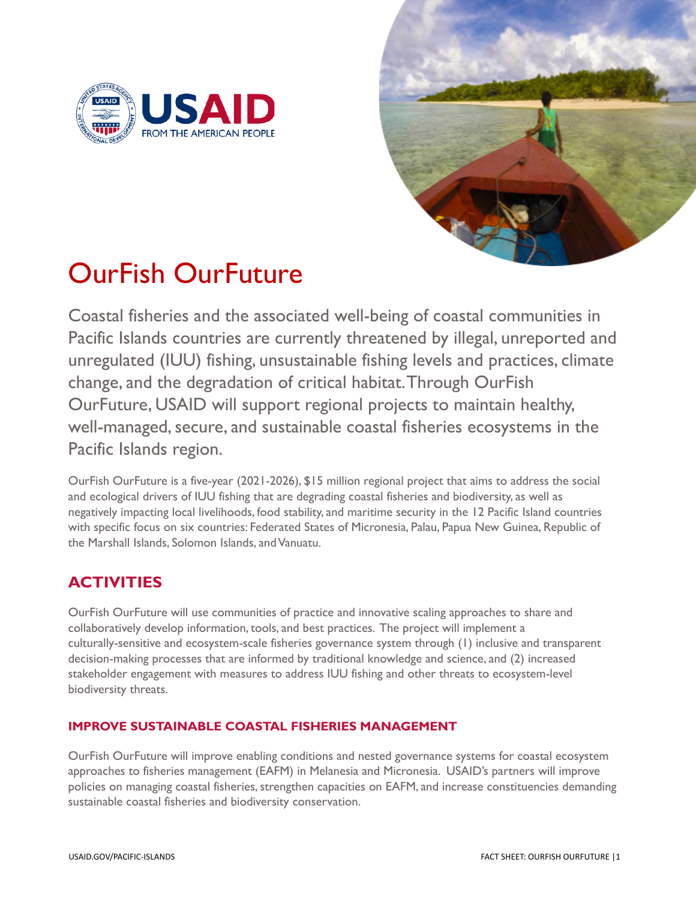USAID
FROM THE AMERICAN PEOPLE

# OurFish OurFuture

Coastal fisheries and the associated well-being of coastal communities in Pacific Islands countries are currently threatened by illegal, unreported and unregulated (IUU) fishing, unsustainable fishing levels and practices, climate change, and the degradation of critical habitat. Through OurFish OurFuture, USAID will support regional projects to maintain healthy, well-managed, secure, and sustainable coastal fisheries ecosystems in the Pacific Islands region.

OurFish OurFuture is a five-year (2021-2026), $15 million regional project that aims to address the social and ecological drivers of IUU fishing that are degrading coastal fisheries and biodiversity, as well as negatively impacting local livelihoods, food stability, and maritime security in the 12 Pacific Island countries with specific focus on six countries: Federated States of Micronesia, Palau, Papua New Guinea, Republic of the Marshall Islands, Solomon Islands, and Vanuatu.

## ACTIVITIES

OurFish OurFuture will use communities of practice and innovative scaling approaches to share and collaboratively develop information, tools, and best practices. The project will implement a culturally-sensitive and ecosystem-scale fisheries governance system through (1) inclusive and transparent decision-making processes that are informed by traditional knowledge and science, and (2) increased stakeholder engagement with measures to address IUU fishing and other threats to ecosystem-level biodiversity threats.

### IMPROVE SUSTAINABLE COASTAL FISHERIES MANAGEMENT

OurFish OurFuture will improve enabling conditions and nested governance systems for coastal ecosystem approaches to fisheries management (EAFM) in Melanesia and Micronesia. USAID's partners will improve policies on managing coastal fisheries, strengthen capacities on EAFM, and increase constituencies demanding sustainable coastal fisheries and biodiversity conservation.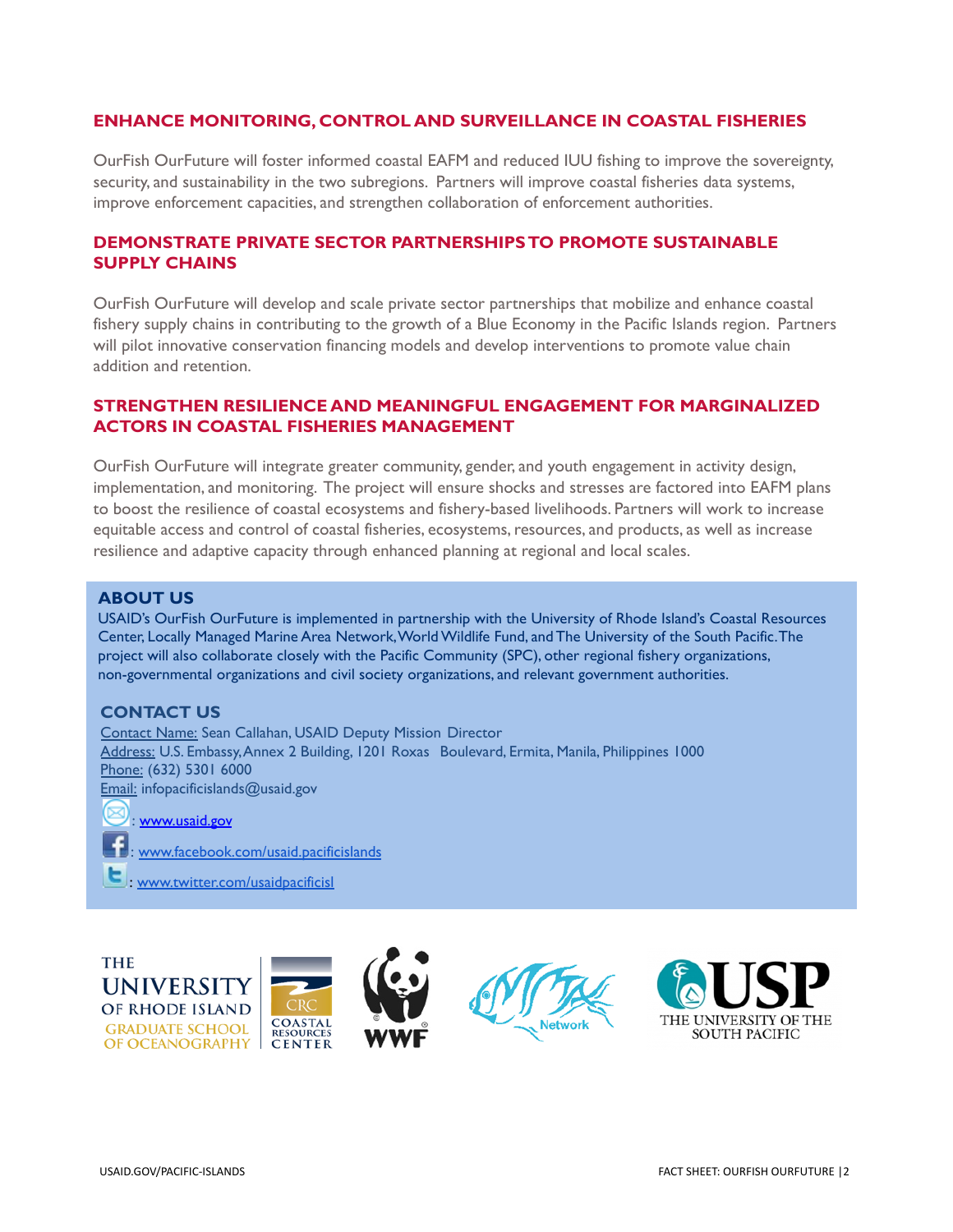## ENHANCE MONITORING, CONTROL AND SURVEILLANCE IN COASTAL FISHERIES

OurFish OurFuture will foster informed coastal EAFM and reduced IUU fishing to improve the sovereignty, security, and sustainability in the two subregions. Partners will improve coastal fisheries data systems, improve enforcement capacities, and strengthen collaboration of enforcement authorities.

## DEMONSTRATE PRIVATE SECTOR PARTNERSHIPS TO PROMOTE SUSTAINABLE SUPPLY CHAINS

OurFish OurFuture will develop and scale private sector partnerships that mobilize and enhance coastal fishery supply chains in contributing to the growth of a Blue Economy in the Pacific Islands region. Partners will pilot innovative conservation financing models and develop interventions to promote value chain addition and retention.

## STRENGTHEN RESILIENCE AND MEANINGFUL ENGAGEMENT FOR MARGINALIZED ACTORS IN COASTAL FISHERIES MANAGEMENT

OurFish OurFuture will integrate greater community, gender, and youth engagement in activity design, implementation, and monitoring. The project will ensure shocks and stresses are factored into EAFM plans to boost the resilience of coastal ecosystems and fishery-based livelihoods. Partners will work to increase equitable access and control of coastal fisheries, ecosystems, resources, and products, as well as increase resilience and adaptive capacity through enhanced planning at regional and local scales.

## ABOUT US

USAID's OurFish OurFuture is implemented in partnership with the University of Rhode Island's Coastal Resources Center, Locally Managed Marine Area Network, World Wildlife Fund, and The University of the South Pacific. The project will also collaborate closely with the Pacific Community (SPC), other regional fishery organizations, non-governmental organizations and civil society organizations, and relevant government authorities.

## CONTACT US

Contact Name: Sean Callahan, USAID Deputy Mission Director
Address: U.S. Embassy, Annex 2 Building, 1201 Roxas Boulevard, Ermita, Manila, Philippines 1000
Phone: (632) 5301 6000
Email: infopacificislands@usaid.gov

: www.usaid.gov

: www.facebook.com/usaid.pacificislands

: www.twitter.com/usaidpacificisl

THE UNIVERSITY OF RHODE ISLAND GRADUATE SCHOOL OF OCEANOGRAPHY

CRC COASTAL RESOURCES CENTER

WWF

Network

USP THE UNIVERSITY OF THE SOUTH PACIFIC